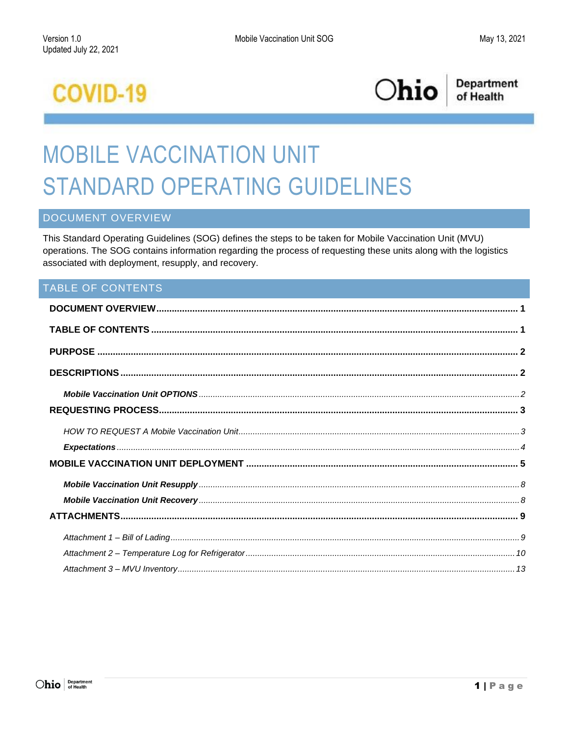COVID-19

# MOBILE VACCINATION UNIT STANDARD OPERATING GUIDELINES

## DOCUMENT OVERVIEW

This Standard Operating Guidelines (SOG) defines the steps to be taken for Mobile Vaccination Unit (MVU) operations. The SOG contains information regarding the process of requesting these units along with the logistics associated with deployment, resupply, and recovery.

## TABLE OF CONTENTS

**DOCUMENT OVERVIEW** .......... 1

**TABLE OF CONTENTS** .......... 1

**PURPOSE** .......... 2

**DESCRIPTIONS** .......... 2

- ***Mobile Vaccination Unit OPTIONS*** .......... 2

**REQUESTING PROCESS** .......... 3

- *HOW TO REQUEST A Mobile Vaccination Unit* .......... 3
- ***Expectations*** .......... 4

**MOBILE VACCINATION UNIT DEPLOYMENT** .......... 5

- ***Mobile Vaccination Unit Resupply*** .......... 8
- ***Mobile Vaccination Unit Recovery*** .......... 8

**ATTACHMENTS** .......... 9

- *Attachment 1 – Bill of Lading* .......... 9
- *Attachment 2 – Temperature Log for Refrigerator* .......... 10
- *Attachment 3 – MVU Inventory* .......... 13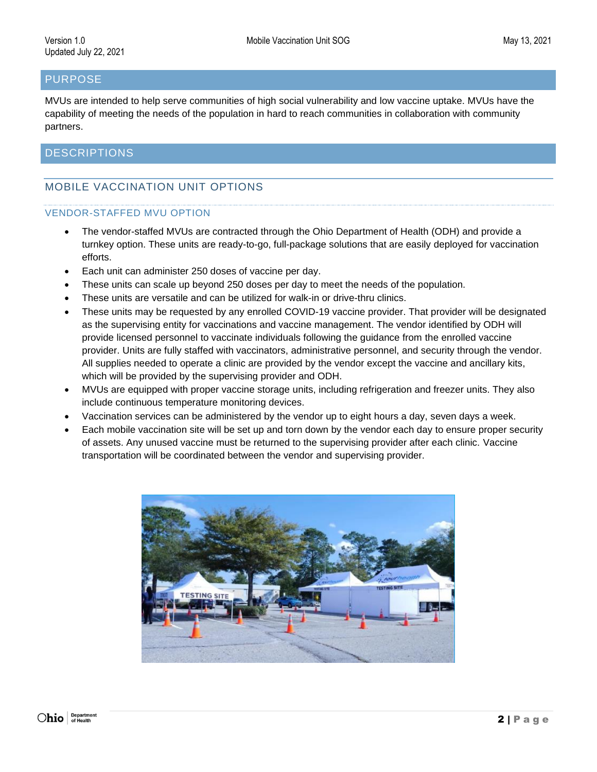## PURPOSE

MVUs are intended to help serve communities of high social vulnerability and low vaccine uptake. MVUs have the capability of meeting the needs of the population in hard to reach communities in collaboration with community partners.

## DESCRIPTIONS

### MOBILE VACCINATION UNIT OPTIONS

#### VENDOR-STAFFED MVU OPTION

- The vendor-staffed MVUs are contracted through the Ohio Department of Health (ODH) and provide a turnkey option. These units are ready-to-go, full-package solutions that are easily deployed for vaccination efforts.
- Each unit can administer 250 doses of vaccine per day.
- These units can scale up beyond 250 doses per day to meet the needs of the population.
- These units are versatile and can be utilized for walk-in or drive-thru clinics.
- These units may be requested by any enrolled COVID-19 vaccine provider. That provider will be designated as the supervising entity for vaccinations and vaccine management. The vendor identified by ODH will provide licensed personnel to vaccinate individuals following the guidance from the enrolled vaccine provider. Units are fully staffed with vaccinators, administrative personnel, and security through the vendor. All supplies needed to operate a clinic are provided by the vendor except the vaccine and ancillary kits, which will be provided by the supervising provider and ODH.
- MVUs are equipped with proper vaccine storage units, including refrigeration and freezer units. They also include continuous temperature monitoring devices.
- Vaccination services can be administered by the vendor up to eight hours a day, seven days a week.
- Each mobile vaccination site will be set up and torn down by the vendor each day to ensure proper security of assets. Any unused vaccine must be returned to the supervising provider after each clinic. Vaccine transportation will be coordinated between the vendor and supervising provider.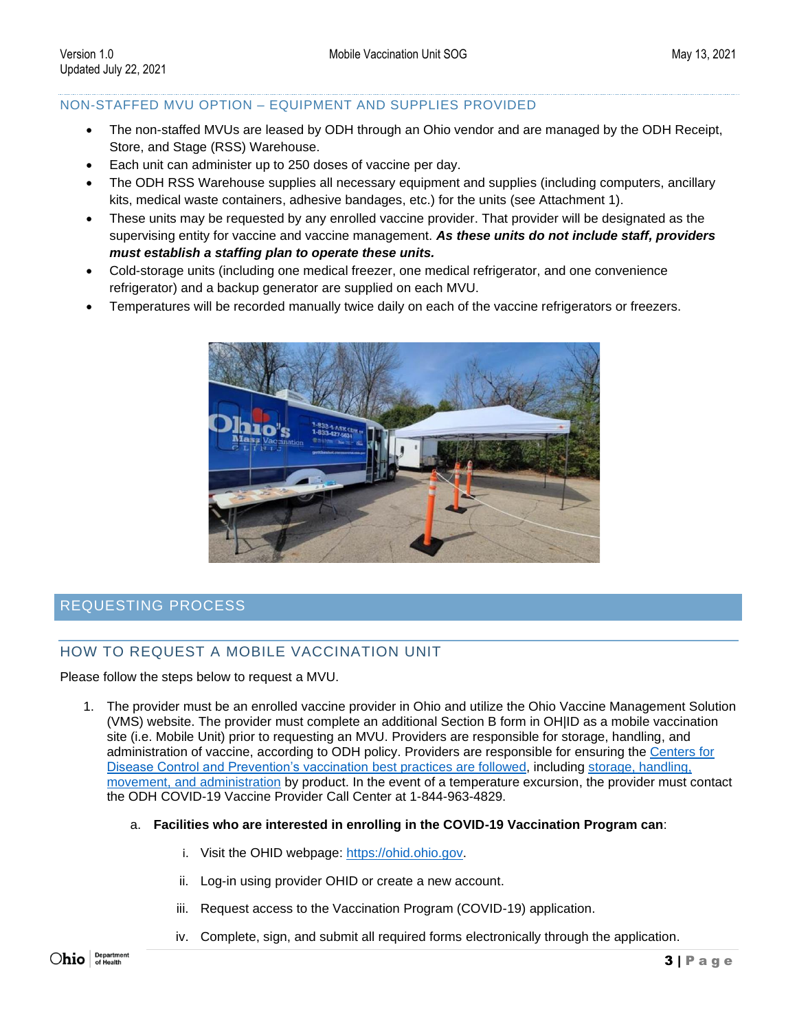## NON-STAFFED MVU OPTION – EQUIPMENT AND SUPPLIES PROVIDED

- The non-staffed MVUs are leased by ODH through an Ohio vendor and are managed by the ODH Receipt, Store, and Stage (RSS) Warehouse.
- Each unit can administer up to 250 doses of vaccine per day.
- The ODH RSS Warehouse supplies all necessary equipment and supplies (including computers, ancillary kits, medical waste containers, adhesive bandages, etc.) for the units (see Attachment 1).
- These units may be requested by any enrolled vaccine provider. That provider will be designated as the supervising entity for vaccine and vaccine management. ***As these units do not include staff, providers must establish a staffing plan to operate these units.***
- Cold-storage units (including one medical freezer, one medical refrigerator, and one convenience refrigerator) and a backup generator are supplied on each MVU.
- Temperatures will be recorded manually twice daily on each of the vaccine refrigerators or freezers.

# REQUESTING PROCESS

## HOW TO REQUEST A MOBILE VACCINATION UNIT

Please follow the steps below to request a MVU.

1. The provider must be an enrolled vaccine provider in Ohio and utilize the Ohio Vaccine Management Solution (VMS) website. The provider must complete an additional Section B form in OH|ID as a mobile vaccination site (i.e. Mobile Unit) prior to requesting an MVU. Providers are responsible for storage, handling, and administration of vaccine, according to ODH policy. Providers are responsible for ensuring the Centers for Disease Control and Prevention's vaccination best practices are followed, including storage, handling, movement, and administration by product. In the event of a temperature excursion, the provider must contact the ODH COVID-19 Vaccine Provider Call Center at 1-844-963-4829.

   a. **Facilities who are interested in enrolling in the COVID-19 Vaccination Program can**:

      i. Visit the OHID webpage: https://ohid.ohio.gov.

      ii. Log-in using provider OHID or create a new account.

      iii. Request access to the Vaccination Program (COVID-19) application.

      iv. Complete, sign, and submit all required forms electronically through the application.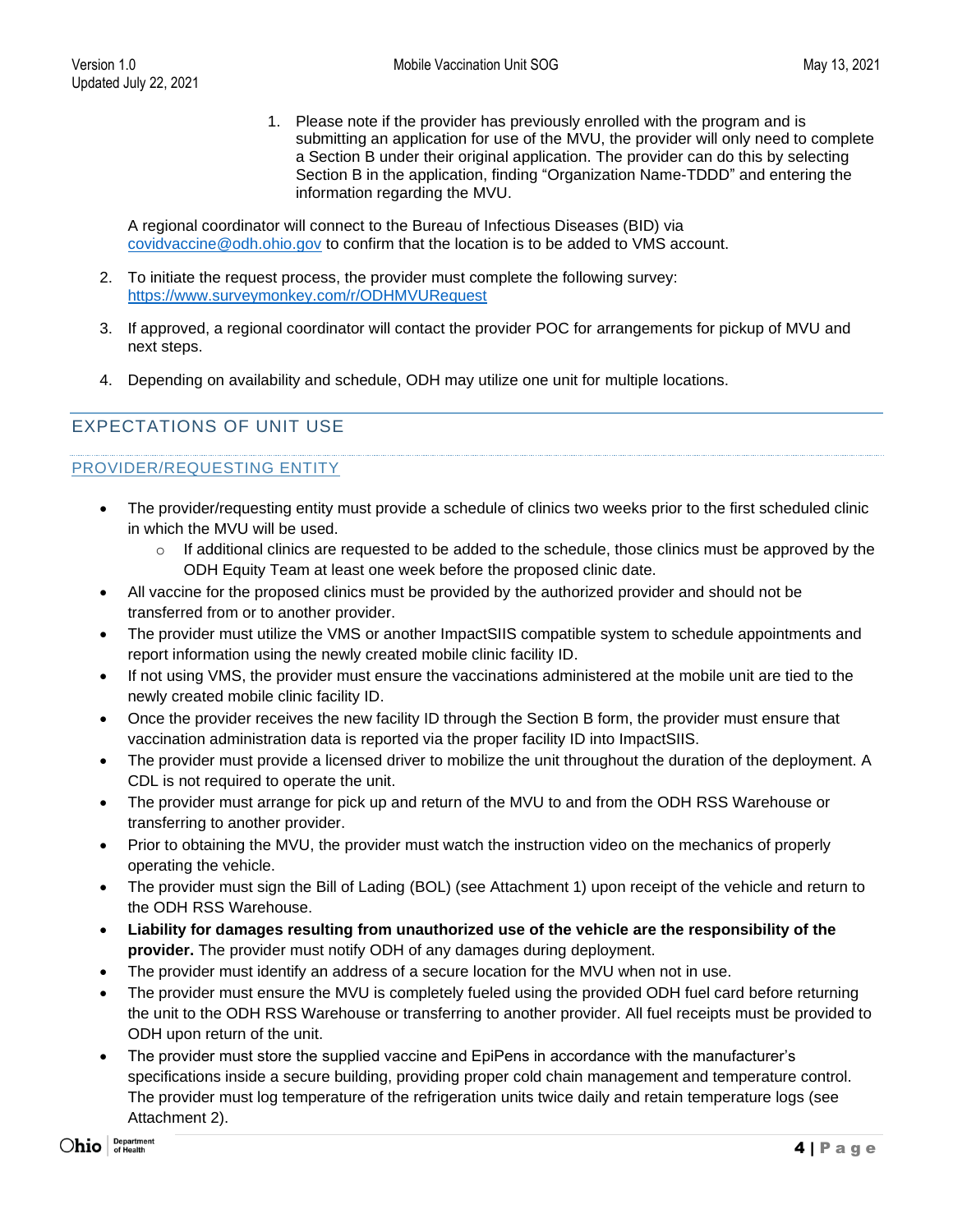1. Please note if the provider has previously enrolled with the program and is submitting an application for use of the MVU, the provider will only need to complete a Section B under their original application. The provider can do this by selecting Section B in the application, finding “Organization Name-TDDD” and entering the information regarding the MVU.

A regional coordinator will connect to the Bureau of Infectious Diseases (BID) via covidvaccine@odh.ohio.gov to confirm that the location is to be added to VMS account.

2. To initiate the request process, the provider must complete the following survey: https://www.surveymonkey.com/r/ODHMVURequest
3. If approved, a regional coordinator will contact the provider POC for arrangements for pickup of MVU and next steps.
4. Depending on availability and schedule, ODH may utilize one unit for multiple locations.

## EXPECTATIONS OF UNIT USE

### PROVIDER/REQUESTING ENTITY

- The provider/requesting entity must provide a schedule of clinics two weeks prior to the first scheduled clinic in which the MVU will be used.
  - If additional clinics are requested to be added to the schedule, those clinics must be approved by the ODH Equity Team at least one week before the proposed clinic date.
- All vaccine for the proposed clinics must be provided by the authorized provider and should not be transferred from or to another provider.
- The provider must utilize the VMS or another ImpactSIIS compatible system to schedule appointments and report information using the newly created mobile clinic facility ID.
- If not using VMS, the provider must ensure the vaccinations administered at the mobile unit are tied to the newly created mobile clinic facility ID.
- Once the provider receives the new facility ID through the Section B form, the provider must ensure that vaccination administration data is reported via the proper facility ID into ImpactSIIS.
- The provider must provide a licensed driver to mobilize the unit throughout the duration of the deployment. A CDL is not required to operate the unit.
- The provider must arrange for pick up and return of the MVU to and from the ODH RSS Warehouse or transferring to another provider.
- Prior to obtaining the MVU, the provider must watch the instruction video on the mechanics of properly operating the vehicle.
- The provider must sign the Bill of Lading (BOL) (see Attachment 1) upon receipt of the vehicle and return to the ODH RSS Warehouse.
- **Liability for damages resulting from unauthorized use of the vehicle are the responsibility of the provider.** The provider must notify ODH of any damages during deployment.
- The provider must identify an address of a secure location for the MVU when not in use.
- The provider must ensure the MVU is completely fueled using the provided ODH fuel card before returning the unit to the ODH RSS Warehouse or transferring to another provider. All fuel receipts must be provided to ODH upon return of the unit.
- The provider must store the supplied vaccine and EpiPens in accordance with the manufacturer’s specifications inside a secure building, providing proper cold chain management and temperature control. The provider must log temperature of the refrigeration units twice daily and retain temperature logs (see Attachment 2).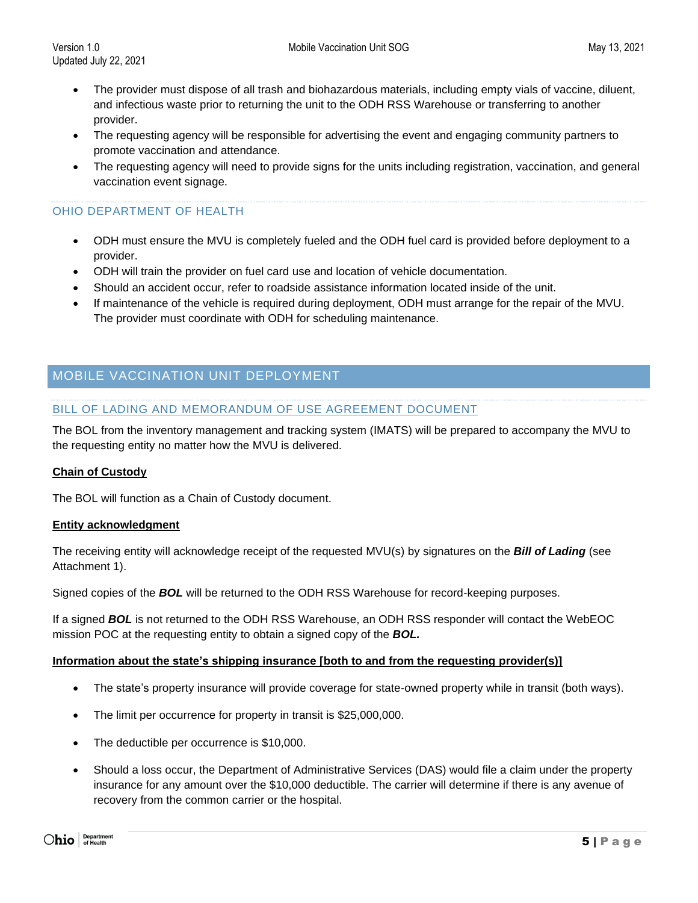- The provider must dispose of all trash and biohazardous materials, including empty vials of vaccine, diluent, and infectious waste prior to returning the unit to the ODH RSS Warehouse or transferring to another provider.
- The requesting agency will be responsible for advertising the event and engaging community partners to promote vaccination and attendance.
- The requesting agency will need to provide signs for the units including registration, vaccination, and general vaccination event signage.

### OHIO DEPARTMENT OF HEALTH

- ODH must ensure the MVU is completely fueled and the ODH fuel card is provided before deployment to a provider.
- ODH will train the provider on fuel card use and location of vehicle documentation.
- Should an accident occur, refer to roadside assistance information located inside of the unit.
- If maintenance of the vehicle is required during deployment, ODH must arrange for the repair of the MVU. The provider must coordinate with ODH for scheduling maintenance.

## MOBILE VACCINATION UNIT DEPLOYMENT

### BILL OF LADING AND MEMORANDUM OF USE AGREEMENT DOCUMENT

The BOL from the inventory management and tracking system (IMATS) will be prepared to accompany the MVU to the requesting entity no matter how the MVU is delivered.

**Chain of Custody**

The BOL will function as a Chain of Custody document.

**Entity acknowledgment**

The receiving entity will acknowledge receipt of the requested MVU(s) by signatures on the ***Bill of Lading*** (see Attachment 1).

Signed copies of the ***BOL*** will be returned to the ODH RSS Warehouse for record-keeping purposes.

If a signed ***BOL*** is not returned to the ODH RSS Warehouse, an ODH RSS responder will contact the WebEOC mission POC at the requesting entity to obtain a signed copy of the ***BOL.***

**Information about the state's shipping insurance [both to and from the requesting provider(s)]**

- The state's property insurance will provide coverage for state-owned property while in transit (both ways).
- The limit per occurrence for property in transit is $25,000,000.
- The deductible per occurrence is $10,000.
- Should a loss occur, the Department of Administrative Services (DAS) would file a claim under the property insurance for any amount over the $10,000 deductible. The carrier will determine if there is any avenue of recovery from the common carrier or the hospital.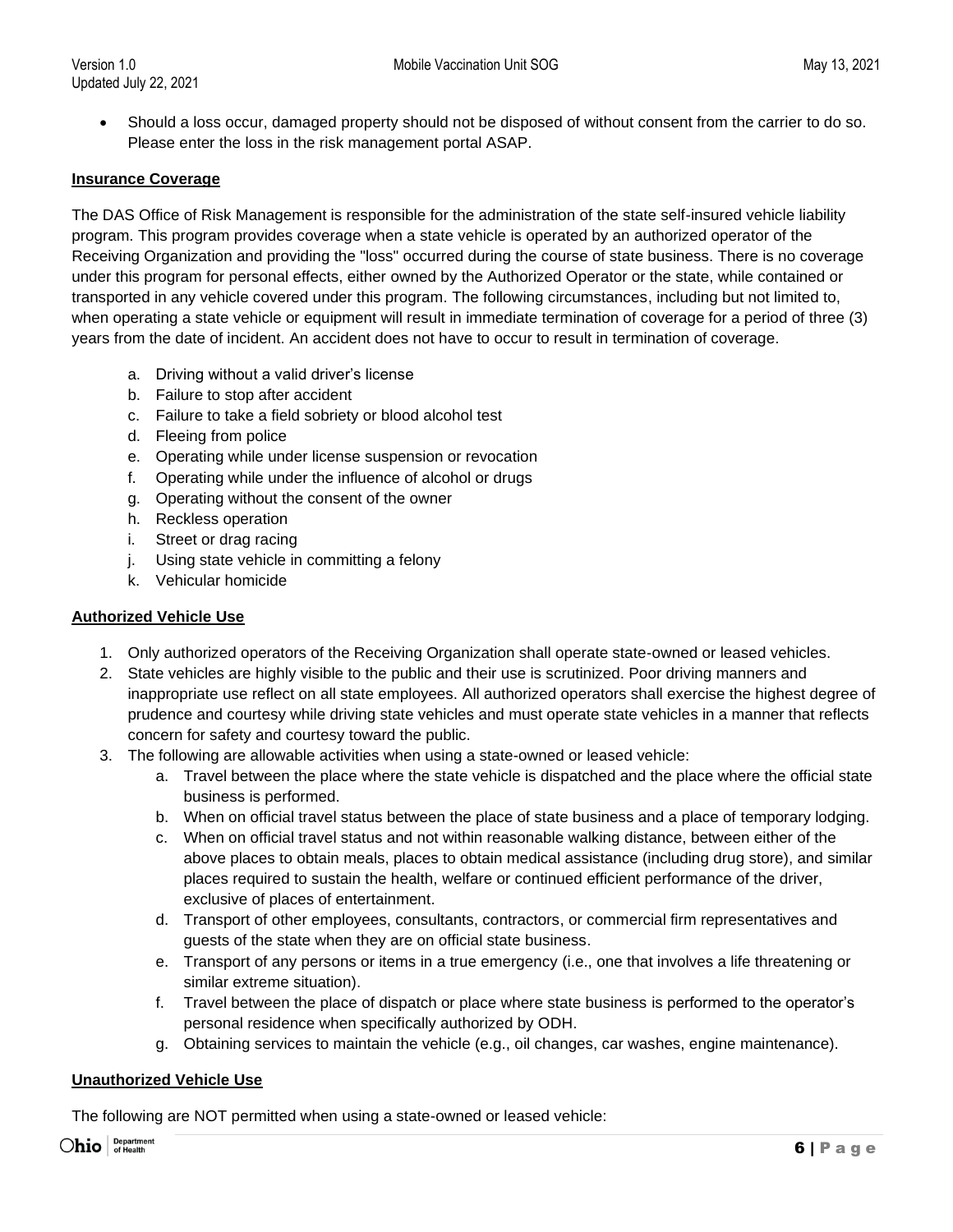- Should a loss occur, damaged property should not be disposed of without consent from the carrier to do so. Please enter the loss in the risk management portal ASAP.

**Insurance Coverage**

The DAS Office of Risk Management is responsible for the administration of the state self-insured vehicle liability program. This program provides coverage when a state vehicle is operated by an authorized operator of the Receiving Organization and providing the "loss" occurred during the course of state business. There is no coverage under this program for personal effects, either owned by the Authorized Operator or the state, while contained or transported in any vehicle covered under this program. The following circumstances, including but not limited to, when operating a state vehicle or equipment will result in immediate termination of coverage for a period of three (3) years from the date of incident. An accident does not have to occur to result in termination of coverage.

a. Driving without a valid driver's license
b. Failure to stop after accident
c. Failure to take a field sobriety or blood alcohol test
d. Fleeing from police
e. Operating while under license suspension or revocation
f. Operating while under the influence of alcohol or drugs
g. Operating without the consent of the owner
h. Reckless operation
i. Street or drag racing
j. Using state vehicle in committing a felony
k. Vehicular homicide

**Authorized Vehicle Use**

1. Only authorized operators of the Receiving Organization shall operate state-owned or leased vehicles.
2. State vehicles are highly visible to the public and their use is scrutinized. Poor driving manners and inappropriate use reflect on all state employees. All authorized operators shall exercise the highest degree of prudence and courtesy while driving state vehicles and must operate state vehicles in a manner that reflects concern for safety and courtesy toward the public.
3. The following are allowable activities when using a state-owned or leased vehicle:
   a. Travel between the place where the state vehicle is dispatched and the place where the official state business is performed.
   b. When on official travel status between the place of state business and a place of temporary lodging.
   c. When on official travel status and not within reasonable walking distance, between either of the above places to obtain meals, places to obtain medical assistance (including drug store), and similar places required to sustain the health, welfare or continued efficient performance of the driver, exclusive of places of entertainment.
   d. Transport of other employees, consultants, contractors, or commercial firm representatives and guests of the state when they are on official state business.
   e. Transport of any persons or items in a true emergency (i.e., one that involves a life threatening or similar extreme situation).
   f. Travel between the place of dispatch or place where state business is performed to the operator's personal residence when specifically authorized by ODH.
   g. Obtaining services to maintain the vehicle (e.g., oil changes, car washes, engine maintenance).

**Unauthorized Vehicle Use**

The following are NOT permitted when using a state-owned or leased vehicle: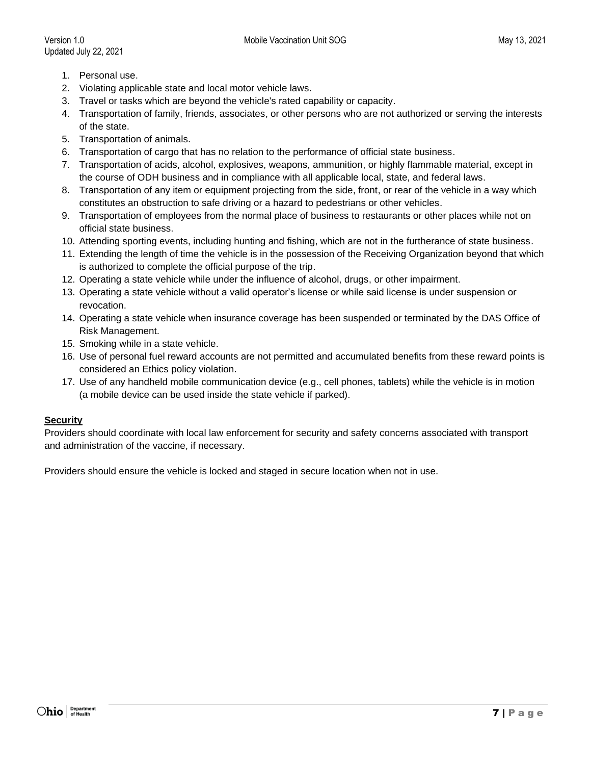1. Personal use.
2. Violating applicable state and local motor vehicle laws.
3. Travel or tasks which are beyond the vehicle's rated capability or capacity.
4. Transportation of family, friends, associates, or other persons who are not authorized or serving the interests of the state.
5. Transportation of animals.
6. Transportation of cargo that has no relation to the performance of official state business.
7. Transportation of acids, alcohol, explosives, weapons, ammunition, or highly flammable material, except in the course of ODH business and in compliance with all applicable local, state, and federal laws.
8. Transportation of any item or equipment projecting from the side, front, or rear of the vehicle in a way which constitutes an obstruction to safe driving or a hazard to pedestrians or other vehicles.
9. Transportation of employees from the normal place of business to restaurants or other places while not on official state business.
10. Attending sporting events, including hunting and fishing, which are not in the furtherance of state business.
11. Extending the length of time the vehicle is in the possession of the Receiving Organization beyond that which is authorized to complete the official purpose of the trip.
12. Operating a state vehicle while under the influence of alcohol, drugs, or other impairment.
13. Operating a state vehicle without a valid operator's license or while said license is under suspension or revocation.
14. Operating a state vehicle when insurance coverage has been suspended or terminated by the DAS Office of Risk Management.
15. Smoking while in a state vehicle.
16. Use of personal fuel reward accounts are not permitted and accumulated benefits from these reward points is considered an Ethics policy violation.
17. Use of any handheld mobile communication device (e.g., cell phones, tablets) while the vehicle is in motion (a mobile device can be used inside the state vehicle if parked).

**Security**

Providers should coordinate with local law enforcement for security and safety concerns associated with transport and administration of the vaccine, if necessary.

Providers should ensure the vehicle is locked and staged in secure location when not in use.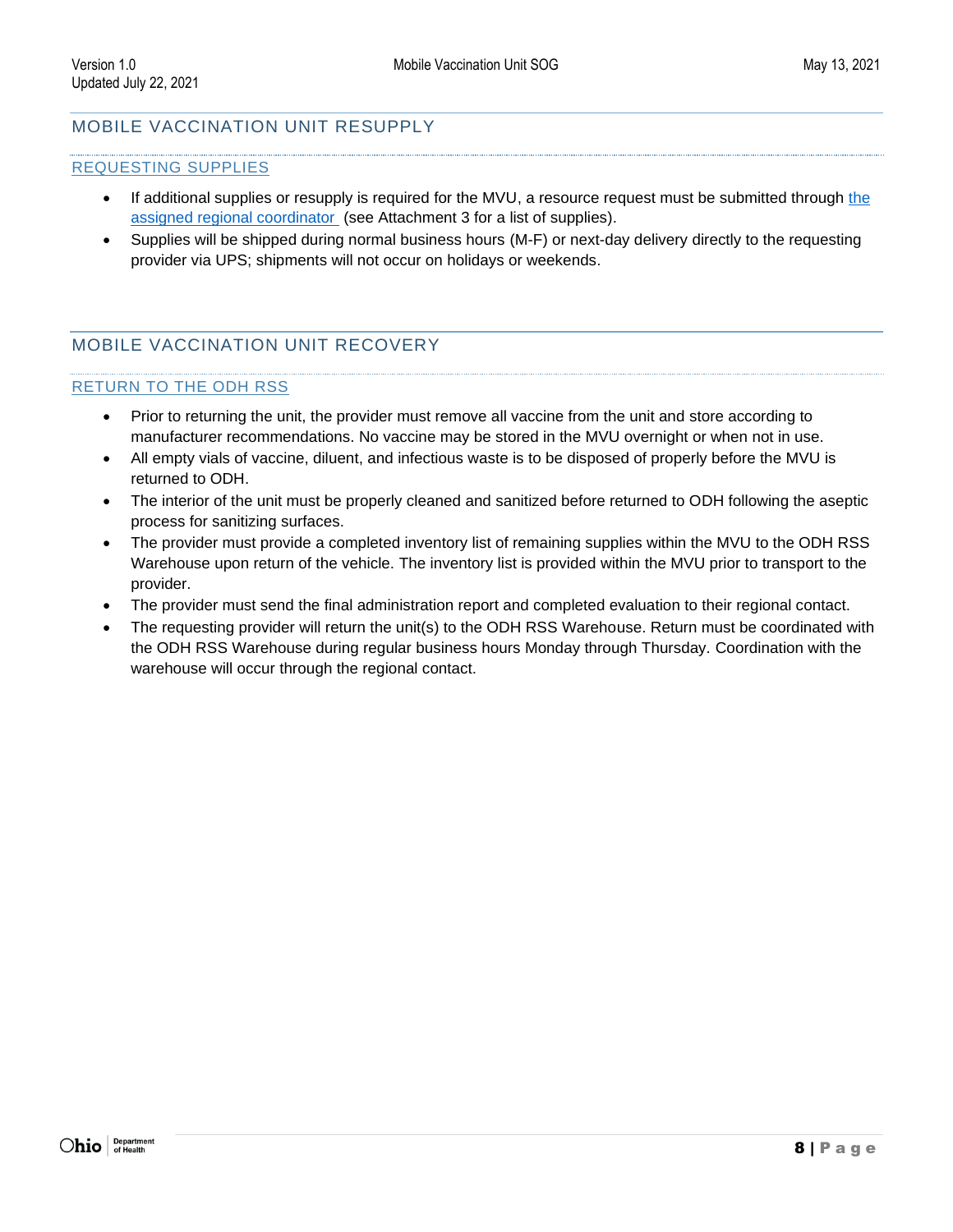## MOBILE VACCINATION UNIT RESUPPLY

### REQUESTING SUPPLIES

- If additional supplies or resupply is required for the MVU, a resource request must be submitted through the assigned regional coordinator (see Attachment 3 for a list of supplies).
- Supplies will be shipped during normal business hours (M-F) or next-day delivery directly to the requesting provider via UPS; shipments will not occur on holidays or weekends.

## MOBILE VACCINATION UNIT RECOVERY

### RETURN TO THE ODH RSS

- Prior to returning the unit, the provider must remove all vaccine from the unit and store according to manufacturer recommendations. No vaccine may be stored in the MVU overnight or when not in use.
- All empty vials of vaccine, diluent, and infectious waste is to be disposed of properly before the MVU is returned to ODH.
- The interior of the unit must be properly cleaned and sanitized before returned to ODH following the aseptic process for sanitizing surfaces.
- The provider must provide a completed inventory list of remaining supplies within the MVU to the ODH RSS Warehouse upon return of the vehicle. The inventory list is provided within the MVU prior to transport to the provider.
- The provider must send the final administration report and completed evaluation to their regional contact.
- The requesting provider will return the unit(s) to the ODH RSS Warehouse. Return must be coordinated with the ODH RSS Warehouse during regular business hours Monday through Thursday. Coordination with the warehouse will occur through the regional contact.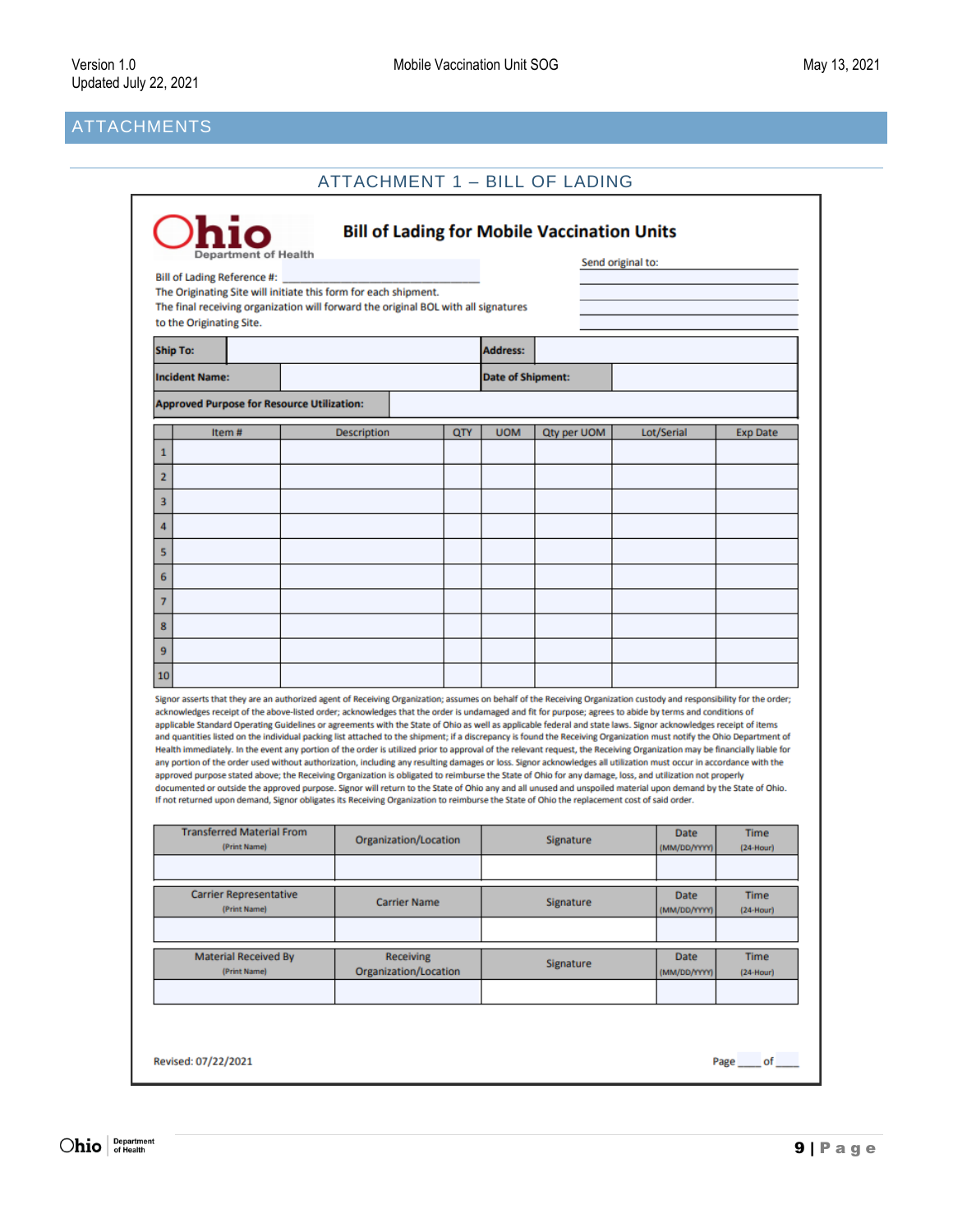## ATTACHMENTS

### ATTACHMENT 1 – BILL OF LADING

Ohio Department of Health

**Bill of Lading for Mobile Vaccination Units**

Bill of Lading Reference #: ____________________

The Originating Site will initiate this form for each shipment.
The final receiving organization will forward the original BOL with all signatures to the Originating Site.

Send original to: ____________________

| **Ship To:** | | **Address:** | |
|---|---|---|---|
| **Incident Name:** | | **Date of Shipment:** | |
| **Approved Purpose for Resource Utilization:** | | | |

| | Item # | Description | QTY | UOM | Qty per UOM | Lot/Serial | Exp Date |
|---|---|---|---|---|---|---|---|
| 1 | | | | | | | |
| 2 | | | | | | | |
| 3 | | | | | | | |
| 4 | | | | | | | |
| 5 | | | | | | | |
| 6 | | | | | | | |
| 7 | | | | | | | |
| 8 | | | | | | | |
| 9 | | | | | | | |
| 10 | | | | | | | |

Signor asserts that they are an authorized agent of Receiving Organization; assumes on behalf of the Receiving Organization custody and responsibility for the order; acknowledges receipt of the above-listed order; acknowledges that the order is undamaged and fit for purpose; agrees to abide by terms and conditions of applicable Standard Operating Guidelines or agreements with the State of Ohio as well as applicable federal and state laws. Signor acknowledges receipt of items and quantities listed on the individual packing list attached to the shipment; if a discrepancy is found the Receiving Organization must notify the Ohio Department of Health immediately. In the event any portion of the order is utilized prior to approval of the relevant request, the Receiving Organization may be financially liable for any portion of the order used without authorization, including any resulting damages or loss. Signor acknowledges all utilization must occur in accordance with the approved purpose stated above; the Receiving Organization is obligated to reimburse the State of Ohio for any damage, loss, and utilization not properly documented or outside the approved purpose. Signor will return to the State of Ohio any and all unused and unspoiled material upon demand by the State of Ohio. If not returned upon demand, Signor obligates its Receiving Organization to reimburse the State of Ohio the replacement cost of said order.

| Transferred Material From (Print Name) | Organization/Location | Signature | Date (MM/DD/YYYY) | Time (24-Hour) |
|---|---|---|---|---|
| | | | | |

| Carrier Representative (Print Name) | Carrier Name | Signature | Date (MM/DD/YYYY) | Time (24-Hour) |
|---|---|---|---|---|
| | | | | |

| Material Received By (Print Name) | Receiving Organization/Location | Signature | Date (MM/DD/YYYY) | Time (24-Hour) |
|---|---|---|---|---|
| | | | | |

Revised: 07/22/2021

Page ____ of ____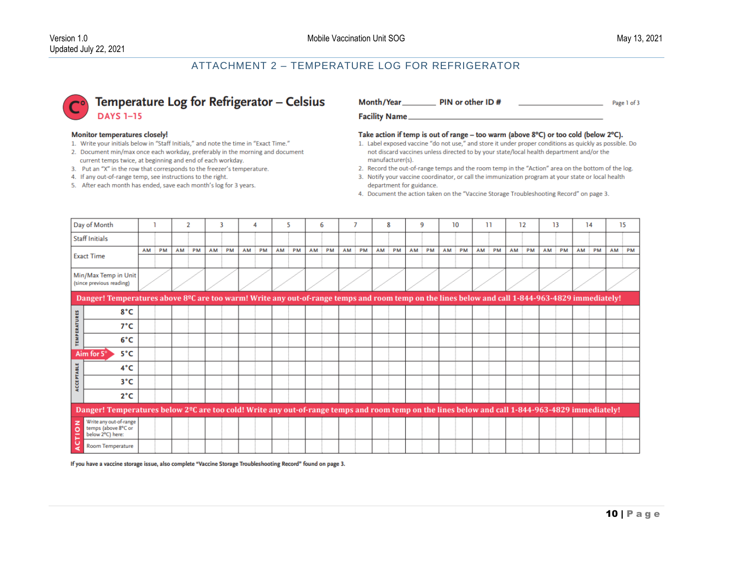## ATTACHMENT 2 – TEMPERATURE LOG FOR REFRIGERATOR

# Temperature Log for Refrigerator – Celsius

**DAYS 1–15**

**Month/Year** ________ **PIN or other ID #** ____________________ Page 1 of 3

**Facility Name** ________________________________________________

**Monitor temperatures closely!**

1. Write your initials below in "Staff Initials," and note the time in "Exact Time."
2. Document min/max once each workday, preferably in the morning and document current temps twice, at beginning and end of each workday.
3. Put an "X" in the row that corresponds to the freezer's temperature.
4. If any out-of-range temp, see instructions to the right.
5. After each month has ended, save each month's log for 3 years.

**Take action if temp is out of range – too warm (above 8°C) or too cold (below 2°C).**

1. Label exposed vaccine "do not use," and store it under proper conditions as quickly as possible. Do not discard vaccines unless directed to by your state/local health department and/or the manufacturer(s).
2. Record the out-of-range temps and the room temp in the "Action" area on the bottom of the log.
3. Notify your vaccine coordinator, or call the immunization program at your state or local health department for guidance.
4. Document the action taken on the "Vaccine Storage Troubleshooting Record" on page 3.

| Day of Month | 1 | | 2 | | 3 | | 4 | | 5 | | 6 | | 7 | | 8 | | 9 | | 10 | | 11 | | 12 | | 13 | | 14 | | 15 | |
|---|---|---|---|---|---|---|---|---|---|---|---|---|---|---|---|---|---|---|---|---|---|---|---|---|---|---|---|---|---|---|
| Staff Initials | | | | | | | | | | | | | | | | | | | | | | | | | | | | | | |
| Exact Time | AM | PM | AM | PM | AM | PM | AM | PM | AM | PM | AM | PM | AM | PM | AM | PM | AM | PM | AM | PM | AM | PM | AM | PM | AM | PM | AM | PM | AM | PM |
| Min/Max Temp in Unit (since previous reading) | | | | | | | | | | | | | | | | | | | | | | | | | | | | | | |
| **Danger! Temperatures above 8ºC are too warm! Write any out-of-range temps and room temp on the lines below and call 1-844-963-4829 immediately!** | | | | | | | | | | | | | | | | | | | | | | | | | | | | | | |
| ACCEPTABLE TEMPERATURES 8°C | | | | | | | | | | | | | | | | | | | | | | | | | | | | | | |
| 7°C | | | | | | | | | | | | | | | | | | | | | | | | | | | | | | |
| 6°C | | | | | | | | | | | | | | | | | | | | | | | | | | | | | | |
| Aim for 5° 5°C | | | | | | | | | | | | | | | | | | | | | | | | | | | | | | |
| 4°C | | | | | | | | | | | | | | | | | | | | | | | | | | | | | | |
| 3°C | | | | | | | | | | | | | | | | | | | | | | | | | | | | | | |
| 2°C | | | | | | | | | | | | | | | | | | | | | | | | | | | | | | |
| **Danger! Temperatures below 2ºC are too cold! Write any out-of-range temps and room temp on the lines below and call 1-844-963-4829 immediately!** | | | | | | | | | | | | | | | | | | | | | | | | | | | | | | |
| ACTION: Write any out-of-range temps (above 8°C or below 2°C) here: | | | | | | | | | | | | | | | | | | | | | | | | | | | | | | |
| ACTION: Room Temperature | | | | | | | | | | | | | | | | | | | | | | | | | | | | | | |

**If you have a vaccine storage issue, also complete "Vaccine Storage Troubleshooting Record" found on page 3.**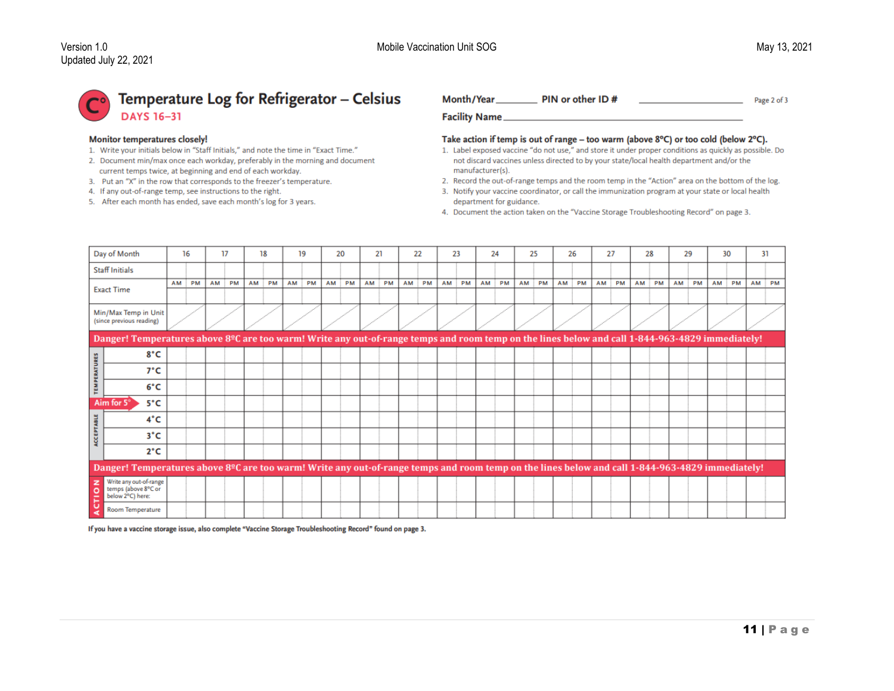# Temperature Log for Refrigerator – Celsius

**DAYS 16–31**

**Month/Year** ________ **PIN or other ID #** ____________________

Page 2 of 3

**Facility Name** ________________________________

**Monitor temperatures closely!**

1. Write your initials below in "Staff Initials," and note the time in "Exact Time."
2. Document min/max once each workday, preferably in the morning and document current temps twice, at beginning and end of each workday.
3. Put an "X" in the row that corresponds to the freezer's temperature.
4. If any out-of-range temp, see instructions to the right.
5. After each month has ended, save each month's log for 3 years.

**Take action if temp is out of range – too warm (above 8°C) or too cold (below 2°C).**

1. Label exposed vaccine "do not use," and store it under proper conditions as quickly as possible. Do not discard vaccines unless directed to by your state/local health department and/or the manufacturer(s).
2. Record the out-of-range temps and the room temp in the "Action" area on the bottom of the log.
3. Notify your vaccine coordinator, or call the immunization program at your state or local health department for guidance.
4. Document the action taken on the "Vaccine Storage Troubleshooting Record" on page 3.

| Day of Month | 16 | | 17 | | 18 | | 19 | | 20 | | 21 | | 22 | | 23 | | 24 | | 25 | | 26 | | 27 | | 28 | | 29 | | 30 | | 31 | |
|---|---|---|---|---|---|---|---|---|---|---|---|---|---|---|---|---|---|---|---|---|---|---|---|---|---|---|---|---|---|---|---|---|
| Staff Initials | | | | | | | | | | | | | | | | | | | | | | | | | | | | | | | | |
| Exact Time | AM | PM | AM | PM | AM | PM | AM | PM | AM | PM | AM | PM | AM | PM | AM | PM | AM | PM | AM | PM | AM | PM | AM | PM | AM | PM | AM | PM | AM | PM | AM | PM |
| Min/Max Temp in Unit (since previous reading) | | | | | | | | | | | | | | | | | | | | | | | | | | | | | | | | |
| **Danger! Temperatures above 8ºC are too warm! Write any out-of-range temps and room temp on the lines below and call 1-844-963-4829 immediately!** | | | | | | | | | | | | | | | | | | | | | | | | | | | | | | | | |
| ACCEPTABLE TEMPERATURES 8°C | | | | | | | | | | | | | | | | | | | | | | | | | | | | | | | | |
| 7°C | | | | | | | | | | | | | | | | | | | | | | | | | | | | | | | | |
| 6°C | | | | | | | | | | | | | | | | | | | | | | | | | | | | | | | | |
| Aim for 5° 5°C | | | | | | | | | | | | | | | | | | | | | | | | | | | | | | | | |
| 4°C | | | | | | | | | | | | | | | | | | | | | | | | | | | | | | | | |
| 3°C | | | | | | | | | | | | | | | | | | | | | | | | | | | | | | | | |
| 2°C | | | | | | | | | | | | | | | | | | | | | | | | | | | | | | | | |
| **Danger! Temperatures above 8ºC are too warm! Write any out-of-range temps and room temp on the lines below and call 1-844-963-4829 immediately!** | | | | | | | | | | | | | | | | | | | | | | | | | | | | | | | | |
| ACTION: Write any out-of-range temps (above 8°C or below 2°C) here: | | | | | | | | | | | | | | | | | | | | | | | | | | | | | | | | |
| Room Temperature | | | | | | | | | | | | | | | | | | | | | | | | | | | | | | | | |

**If you have a vaccine storage issue, also complete "Vaccine Storage Troubleshooting Record" found on page 3.**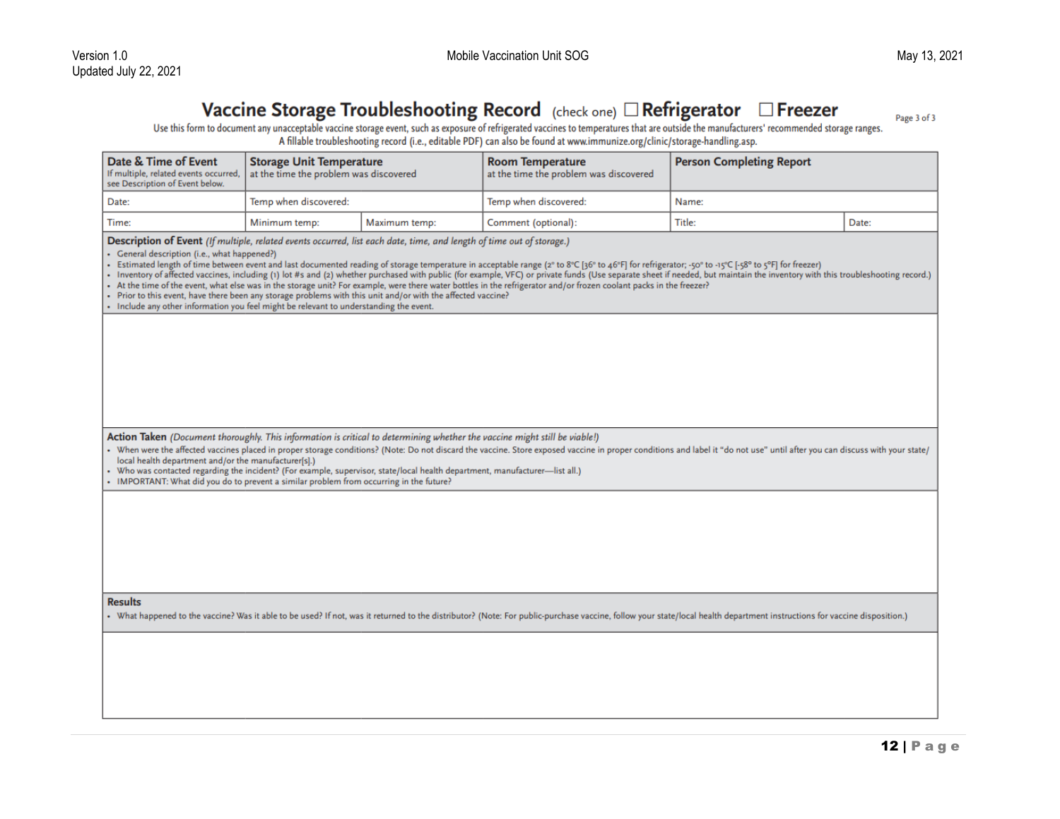# Vaccine Storage Troubleshooting Record (check one) ☐ Refrigerator ☐ Freezer

Page 3 of 3

Use this form to document any unacceptable vaccine storage event, such as exposure of refrigerated vaccines to temperatures that are outside the manufacturers' recommended storage ranges. A fillable troubleshooting record (i.e., editable PDF) can also be found at www.immunize.org/clinic/storage-handling.asp.

| **Date & Time of Event** If multiple, related events occurred, see Description of Event below. | **Storage Unit Temperature** at the time the problem was discovered | | **Room Temperature** at the time the problem was discovered | **Person Completing Report** | |
|---|---|---|---|---|---|
| Date: | Temp when discovered: | | Temp when discovered: | Name: | |
| Time: | Minimum temp: | Maximum temp: | Comment (optional): | Title: | Date: |

**Description of Event** *(If multiple, related events occurred, list each date, time, and length of time out of storage.)*

- General description (i.e., what happened?)
- Estimated length of time between event and last documented reading of storage temperature in acceptable range (2° to 8°C [36° to 46°F] for refrigerator; -50° to -15°C [-58° to 5°F] for freezer)
- Inventory of affected vaccines, including (1) lot #s and (2) whether purchased with public (for example, VFC) or private funds (Use separate sheet if needed, but maintain the inventory with this troubleshooting record.)
- At the time of the event, what else was in the storage unit? For example, were there water bottles in the refrigerator and/or frozen coolant packs in the freezer?
- Prior to this event, have there been any storage problems with this unit and/or with the affected vaccine?
- Include any other information you feel might be relevant to understanding the event.

**Action Taken** *(Document thoroughly. This information is critical to determining whether the vaccine might still be viable!)*

- When were the affected vaccines placed in proper storage conditions? (Note: Do not discard the vaccine. Store exposed vaccine in proper conditions and label it "do not use" until after you can discuss with your state/local health department and/or the manufacturer[s].)
- Who was contacted regarding the incident? (For example, supervisor, state/local health department, manufacturer—list all.)
- IMPORTANT: What did you do to prevent a similar problem from occurring in the future?

**Results**

- What happened to the vaccine? Was it able to be used? If not, was it returned to the distributor? (Note: For public-purchase vaccine, follow your state/local health department instructions for vaccine disposition.)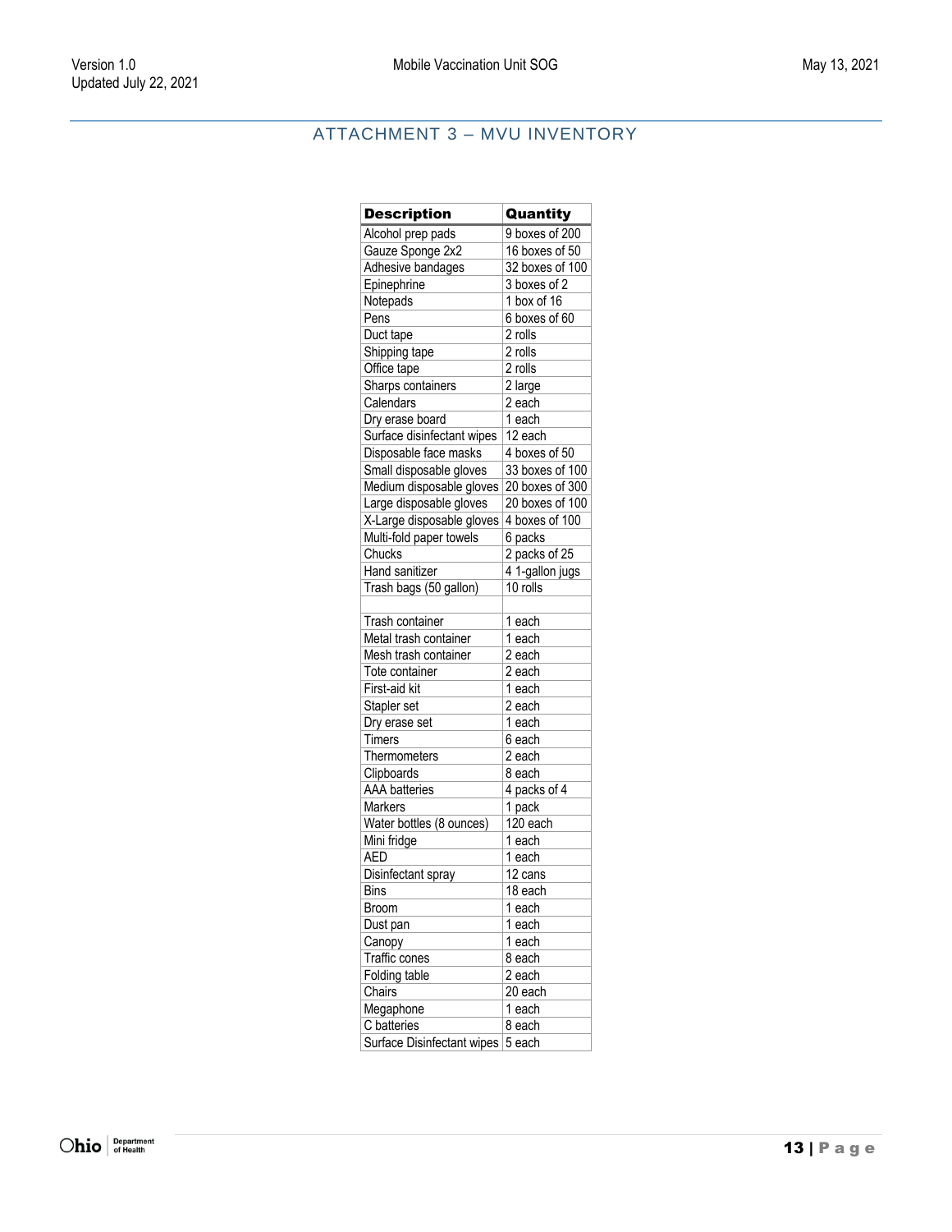## ATTACHMENT 3 – MVU INVENTORY

| Description | Quantity |
|---|---|
| Alcohol prep pads | 9 boxes of 200 |
| Gauze Sponge 2x2 | 16 boxes of 50 |
| Adhesive bandages | 32 boxes of 100 |
| Epinephrine | 3 boxes of 2 |
| Notepads | 1 box of 16 |
| Pens | 6 boxes of 60 |
| Duct tape | 2 rolls |
| Shipping tape | 2 rolls |
| Office tape | 2 rolls |
| Sharps containers | 2 large |
| Calendars | 2 each |
| Dry erase board | 1 each |
| Surface disinfectant wipes | 12 each |
| Disposable face masks | 4 boxes of 50 |
| Small disposable gloves | 33 boxes of 100 |
| Medium disposable gloves | 20 boxes of 300 |
| Large disposable gloves | 20 boxes of 100 |
| X-Large disposable gloves | 4 boxes of 100 |
| Multi-fold paper towels | 6 packs |
| Chucks | 2 packs of 25 |
| Hand sanitizer | 4 1-gallon jugs |
| Trash bags (50 gallon) | 10 rolls |
| | |
| Trash container | 1 each |
| Metal trash container | 1 each |
| Mesh trash container | 2 each |
| Tote container | 2 each |
| First-aid kit | 1 each |
| Stapler set | 2 each |
| Dry erase set | 1 each |
| Timers | 6 each |
| Thermometers | 2 each |
| Clipboards | 8 each |
| AAA batteries | 4 packs of 4 |
| Markers | 1 pack |
| Water bottles (8 ounces) | 120 each |
| Mini fridge | 1 each |
| AED | 1 each |
| Disinfectant spray | 12 cans |
| Bins | 18 each |
| Broom | 1 each |
| Dust pan | 1 each |
| Canopy | 1 each |
| Traffic cones | 8 each |
| Folding table | 2 each |
| Chairs | 20 each |
| Megaphone | 1 each |
| C batteries | 8 each |
| Surface Disinfectant wipes | 5 each |